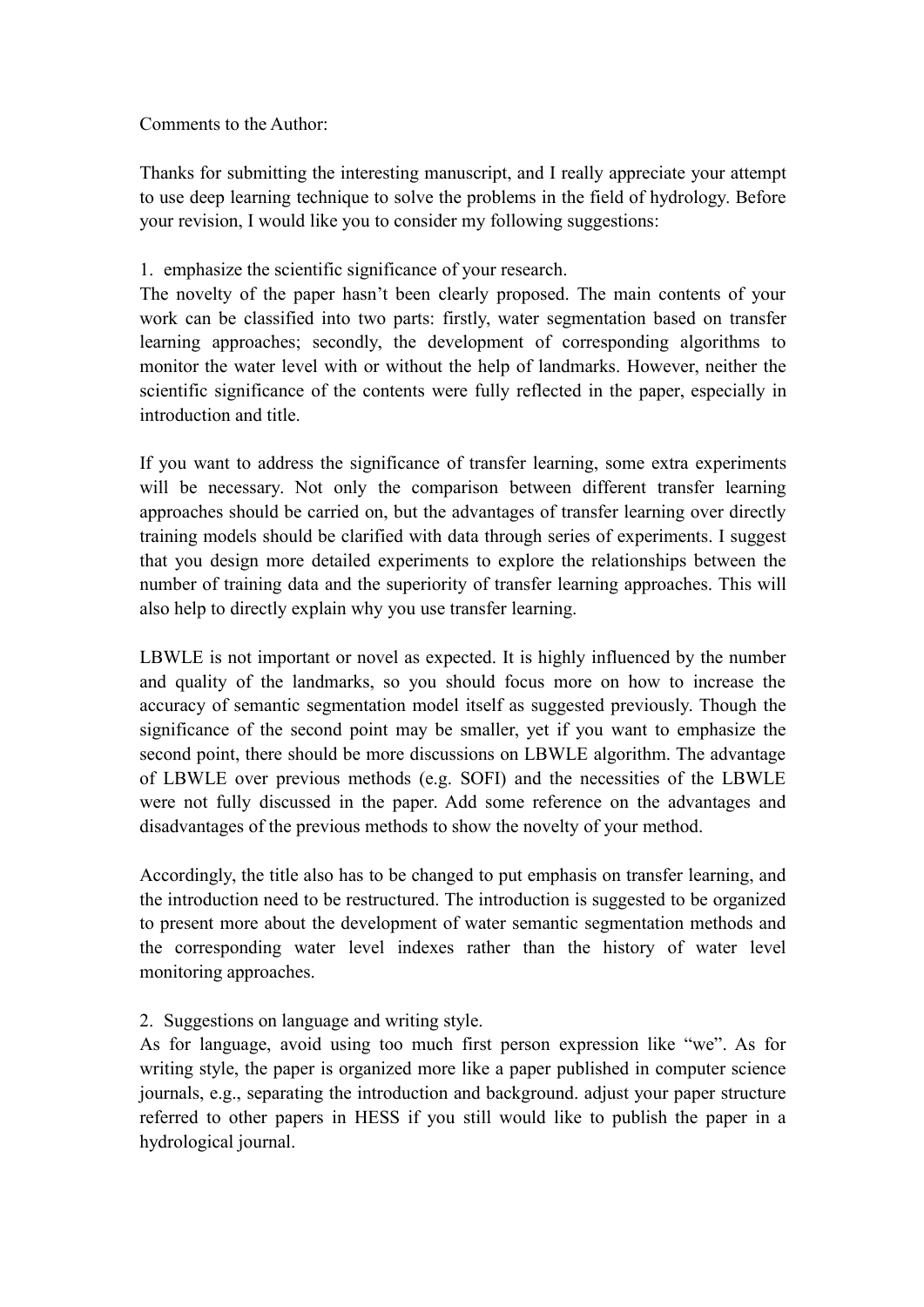Comments to the Author:

Thanks for submitting the interesting manuscript, and I really appreciate your attempt to use deep learning technique to solve the problems in the field of hydrology. Before your revision, I would like you to consider my following suggestions:

1. emphasize the scientific significance of your research.

The novelty of the paper hasn't been clearly proposed. The main contents of your work can be classified into two parts: firstly, water segmentation based on transfer learning approaches; secondly, the development of corresponding algorithms to monitor the water level with or without the help of landmarks. However, neither the scientific significance of the contents were fully reflected in the paper, especially in introduction and title.

If you want to address the significance of transfer learning, some extra experiments will be necessary. Not only the comparison between different transfer learning approaches should be carried on, but the advantages of transfer learning over directly training models should be clarified with data through series of experiments. I suggest that you design more detailed experiments to explore the relationships between the number of training data and the superiority of transfer learning approaches. This will also help to directly explain why you use transfer learning.

LBWLE is not important or novel as expected. It is highly influenced by the number and quality of the landmarks, so you should focus more on how to increase the accuracy of semantic segmentation model itself as suggested previously. Though the significance of the second point may be smaller, yet if you want to emphasize the second point, there should be more discussions on LBWLE algorithm. The advantage of LBWLE over previous methods (e.g. SOFI) and the necessities of the LBWLE were not fully discussed in the paper. Add some reference on the advantages and disadvantages of the previous methods to show the novelty of your method.

Accordingly, the title also has to be changed to put emphasis on transfer learning, and the introduction need to be restructured. The introduction is suggested to be organized to present more about the development of water semantic segmentation methods and the corresponding water level indexes rather than the history of water level monitoring approaches.

2. Suggestions on language and writing style.

As for language, avoid using too much first person expression like "we". As for writing style, the paper is organized more like a paper published in computer science journals, e.g., separating the introduction and background. adjust your paper structure referred to other papers in HESS if you still would like to publish the paper in a hydrological journal.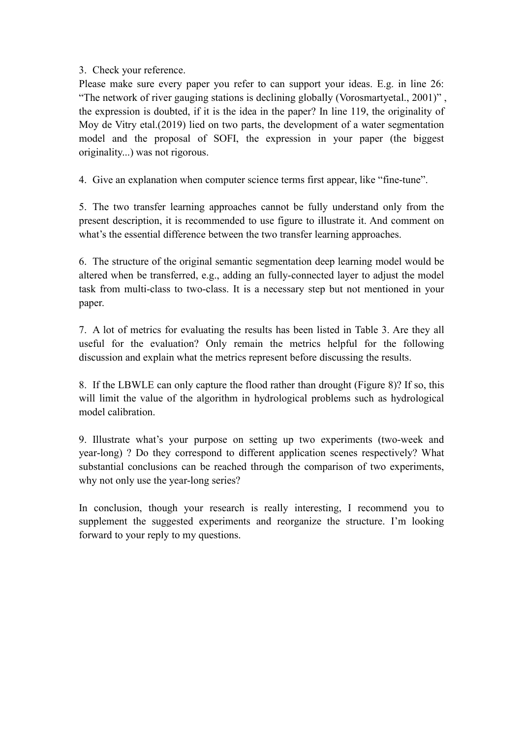3. Check your reference.

Please make sure every paper you refer to can support your ideas. E.g. in line 26: "The network of river gauging stations is declining globally (Vorosmartyetal., 2001)" , the expression is doubted, if it is the idea in the paper? In line 119, the originality of Moy de Vitry etal.(2019) lied on two parts, the development of a water segmentation model and the proposal of SOFI, the expression in your paper (the biggest originality...) was not rigorous.

4. Give an explanation when computer science terms first appear, like "fine-tune".

5. The two transfer learning approaches cannot be fully understand only from the present description, it is recommended to use figure to illustrate it. And comment on what's the essential difference between the two transfer learning approaches.

6. The structure of the original semantic segmentation deep learning model would be altered when be transferred, e.g., adding an fully-connected layer to adjust the model task from multi-class to two-class. It is a necessary step but not mentioned in your paper.

7. A lot of metrics for evaluating the results has been listed in Table 3. Are they all useful for the evaluation? Only remain the metrics helpful for the following discussion and explain what the metrics represent before discussing the results.

8. If the LBWLE can only capture the flood rather than drought (Figure 8)? If so, this will limit the value of the algorithm in hydrological problems such as hydrological model calibration.

9. Illustrate what's your purpose on setting up two experiments (two-week and year-long) ? Do they correspond to different application scenes respectively? What substantial conclusions can be reached through the comparison of two experiments, why not only use the year-long series?

In conclusion, though your research is really interesting, I recommend you to supplement the suggested experiments and reorganize the structure. I'm looking forward to your reply to my questions.